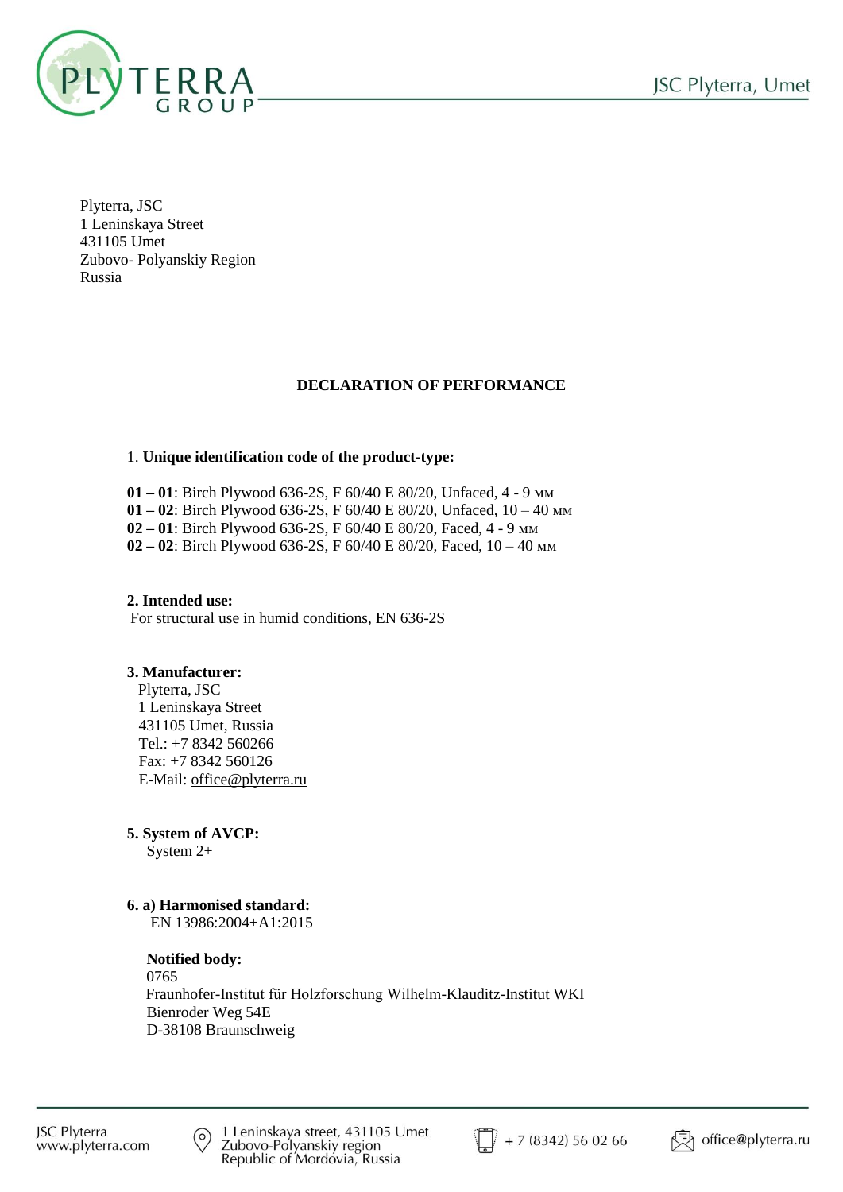Plyterra, JSC
1 Leninskaya Street
431105 Umet
Zubovo- Polyanskiy Region
Russia

# DECLARATION OF PERFORMANCE

1. **Unique identification code of the product-type:**

**01 – 01**: Birch Plywood 636-2S, F 60/40 E 80/20, Unfaced, 4 - 9 мм
**01 – 02**: Birch Plywood 636-2S, F 60/40 E 80/20, Unfaced, 10 – 40 мм
**02 – 01**: Birch Plywood 636-2S, F 60/40 E 80/20, Faced, 4 - 9 мм
**02 – 02**: Birch Plywood 636-2S, F 60/40 E 80/20, Faced, 10 – 40 мм

**2. Intended use:**
For structural use in humid conditions, EN 636-2S

**3. Manufacturer:**
Plyterra, JSC
1 Leninskaya Street
431105 Umet, Russia
Tel.: +7 8342 560266
Fax: +7 8342 560126
E-Mail: office@plyterra.ru

**5. System of AVCP:**
System 2+

**6. a) Harmonised standard:**
EN 13986:2004+A1:2015

**Notified body:**
0765
Fraunhofer-Institut für Holzforschung Wilhelm-Klauditz-Institut WKI
Bienroder Weg 54E
D-38108 Braunschweig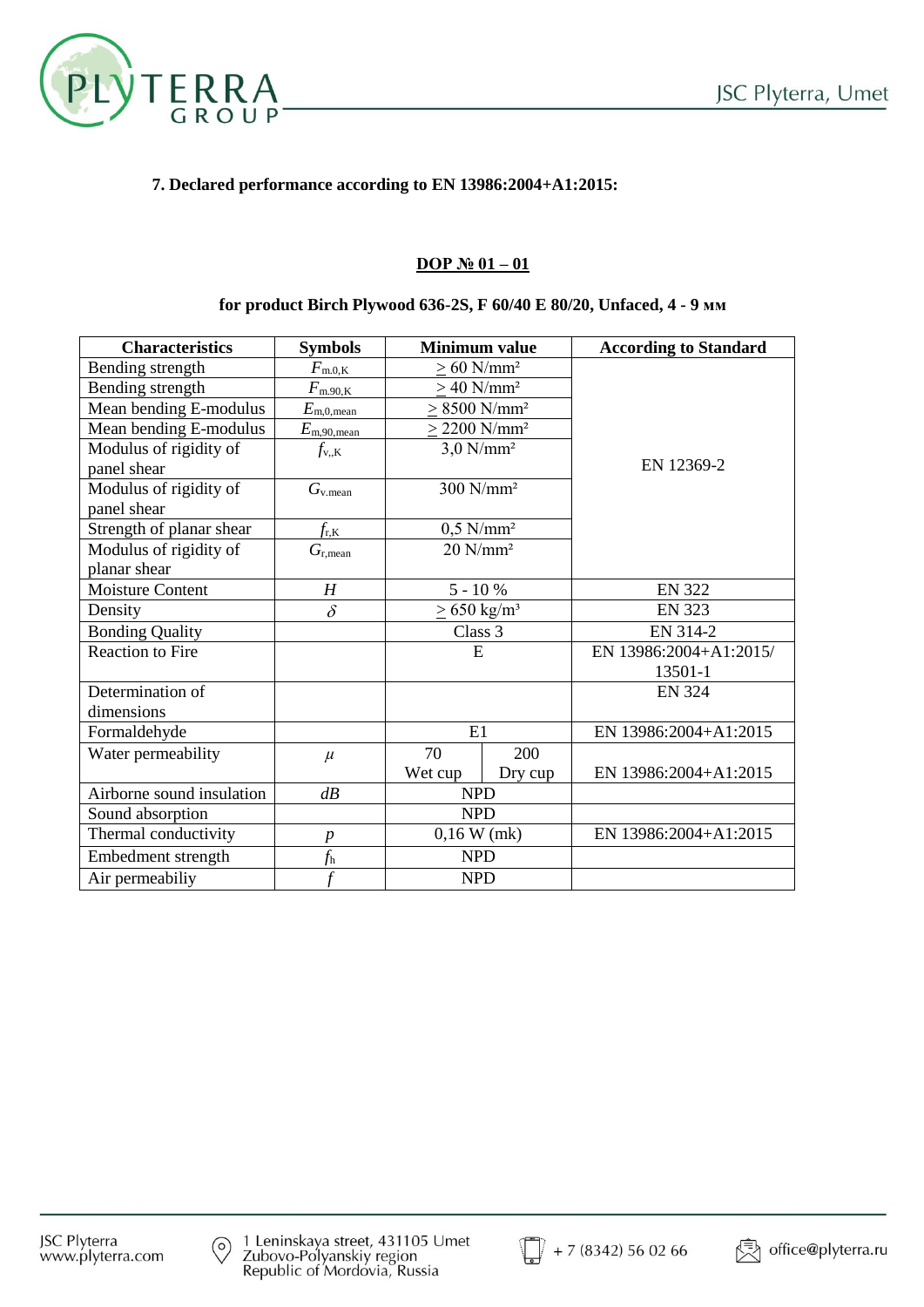**7. Declared performance according to EN 13986:2004+A1:2015:**

**DOP № 01 – 01**

**for product Birch Plywood 636-2S, F 60/40 E 80/20, Unfaced, 4 - 9 мм**

| Characteristics | Symbols | Minimum value | | According to Standard |
|---|---|---|---|---|
| Bending strength | $F_{m.0,K}$ | $\geq$ 60 N/mm² | | EN 12369-2 |
| Bending strength | $F_{m.90,K}$ | $\geq$ 40 N/mm² | | |
| Mean bending E-modulus | $E_{m,0,mean}$ | $\geq$ 8500 N/mm² | | |
| Mean bending E-modulus | $E_{m,90,mean}$ | $\geq$ 2200 N/mm² | | |
| Modulus of rigidity of panel shear | $f_{v,,K}$ | 3,0 N/mm² | | |
| Modulus of rigidity of panel shear | $G_{v.mean}$ | 300 N/mm² | | |
| Strength of planar shear | $f_{r,K}$ | 0,5 N/mm² | | |
| Modulus of rigidity of planar shear | $G_{r,mean}$ | 20 N/mm² | | |
| Moisture Content | $H$ | 5 - 10 % | | EN 322 |
| Density | $\delta$ | $\geq$ 650 kg/m³ | | EN 323 |
| Bonding Quality | | Class 3 | | EN 314-2 |
| Reaction to Fire | | E | | EN 13986:2004+A1:2015/ 13501-1 |
| Determination of dimensions | | | | EN 324 |
| Formaldehyde | | E1 | | EN 13986:2004+A1:2015 |
| Water permeability | $\mu$ | 70 Wet cup | 200 Dry cup | EN 13986:2004+A1:2015 |
| Airborne sound insulation | $dB$ | NPD | | |
| Sound absorption | | NPD | | |
| Thermal conductivity | $p$ | 0,16 W (mk) | | EN 13986:2004+A1:2015 |
| Embedment strength | $f_h$ | NPD | | |
| Air permeabiliy | $f$ | NPD | | |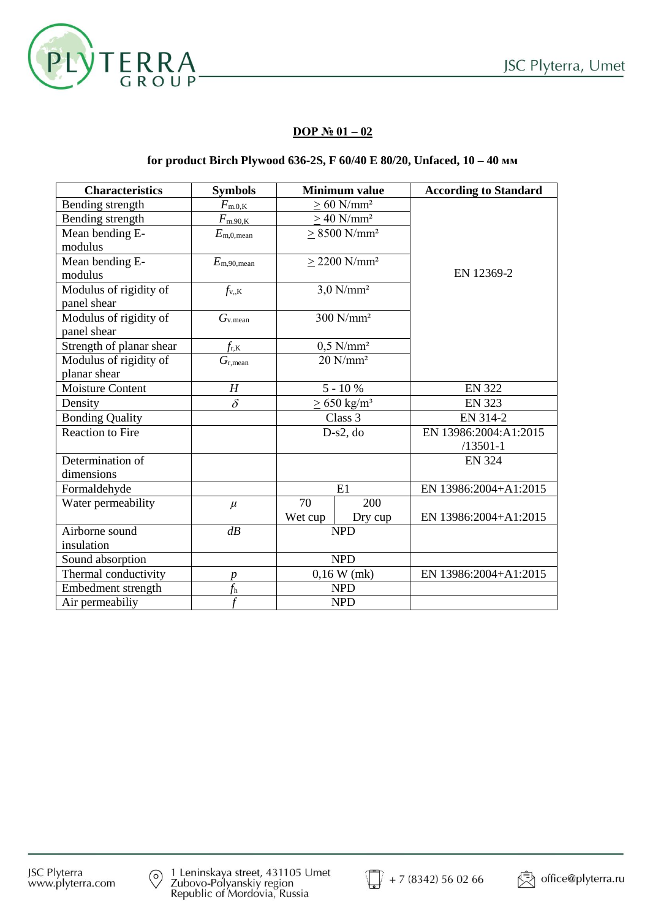**DOP № 01 – 02**

**for product Birch Plywood 636-2S, F 60/40 E 80/20, Unfaced, 10 – 40 мм**

| Characteristics | Symbols | Minimum value | | According to Standard |
|---|---|---|---|---|
| Bending strength | $F_{m.0,K}$ | $\geq$ 60 N/mm² | | EN 12369-2 |
| Bending strength | $F_{m.90,K}$ | $\geq$ 40 N/mm² | | |
| Mean bending E-modulus | $E_{m,0,mean}$ | $\geq$ 8500 N/mm² | | |
| Mean bending E-modulus | $E_{m,90,mean}$ | $\geq$ 2200 N/mm² | | |
| Modulus of rigidity of panel shear | $f_{v,,K}$ | 3,0 N/mm² | | |
| Modulus of rigidity of panel shear | $G_{v.mean}$ | 300 N/mm² | | |
| Strength of planar shear | $f_{r,K}$ | 0,5 N/mm² | | |
| Modulus of rigidity of planar shear | $G_{r,mean}$ | 20 N/mm² | | |
| Moisture Content | $H$ | 5 - 10 % | | EN 322 |
| Density | $\delta$ | $\geq$ 650 kg/m³ | | EN 323 |
| Bonding Quality | | Class 3 | | EN 314-2 |
| Reaction to Fire | | D-s2, do | | EN 13986:2004:A1:2015 /13501-1 |
| Determination of dimensions | | | | EN 324 |
| Formaldehyde | | E1 | | EN 13986:2004+A1:2015 |
| Water permeability | $\mu$ | 70 Wet cup | 200 Dry cup | EN 13986:2004+A1:2015 |
| Airborne sound insulation | $dB$ | NPD | | |
| Sound absorption | | NPD | | |
| Thermal conductivity | $p$ | 0,16 W (mk) | | EN 13986:2004+A1:2015 |
| Embedment strength | $f_h$ | NPD | | |
| Air permeabiliy | $f$ | NPD | | |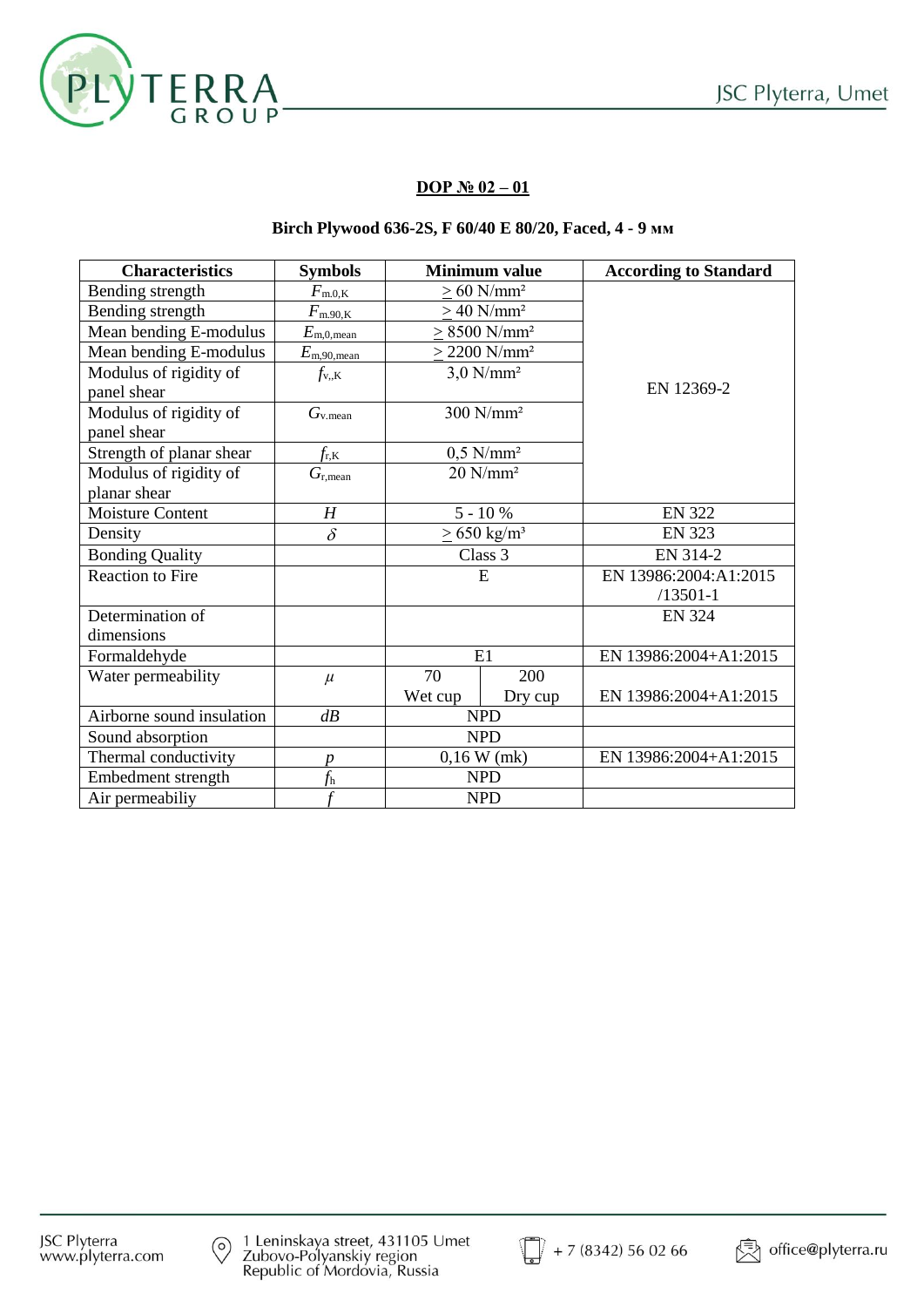**DOP № 02 – 01**

**Birch Plywood 636-2S, F 60/40 E 80/20, Faced, 4 - 9 мм**

| Characteristics | Symbols | Minimum value | | According to Standard |
|---|---|---|---|---|
| Bending strength | $F_{m.0,K}$ | ≥ 60 N/mm² | | EN 12369-2 |
| Bending strength | $F_{m.90,K}$ | ≥ 40 N/mm² | | |
| Mean bending E-modulus | $E_{m,0,mean}$ | ≥ 8500 N/mm² | | |
| Mean bending E-modulus | $E_{m,90,mean}$ | ≥ 2200 N/mm² | | |
| Modulus of rigidity of panel shear | $f_{v,,K}$ | 3,0 N/mm² | | |
| Modulus of rigidity of panel shear | $G_{v.mean}$ | 300 N/mm² | | |
| Strength of planar shear | $f_{r,K}$ | 0,5 N/mm² | | |
| Modulus of rigidity of planar shear | $G_{r,mean}$ | 20 N/mm² | | |
| Moisture Content | $H$ | 5 - 10 % | | EN 322 |
| Density | $\delta$ | ≥ 650 kg/m³ | | EN 323 |
| Bonding Quality | | Class 3 | | EN 314-2 |
| Reaction to Fire | | E | | EN 13986:2004:A1:2015 /13501-1 |
| Determination of dimensions | | | | EN 324 |
| Formaldehyde | | E1 | | EN 13986:2004+A1:2015 |
| Water permeability | $\mu$ | 70 Wet cup | 200 Dry cup | EN 13986:2004+A1:2015 |
| Airborne sound insulation | $dB$ | NPD | | |
| Sound absorption | | NPD | | |
| Thermal conductivity | $p$ | 0,16 W (mk) | | EN 13986:2004+A1:2015 |
| Embedment strength | $f_h$ | NPD | | |
| Air permeabiliy | $f$ | NPD | | |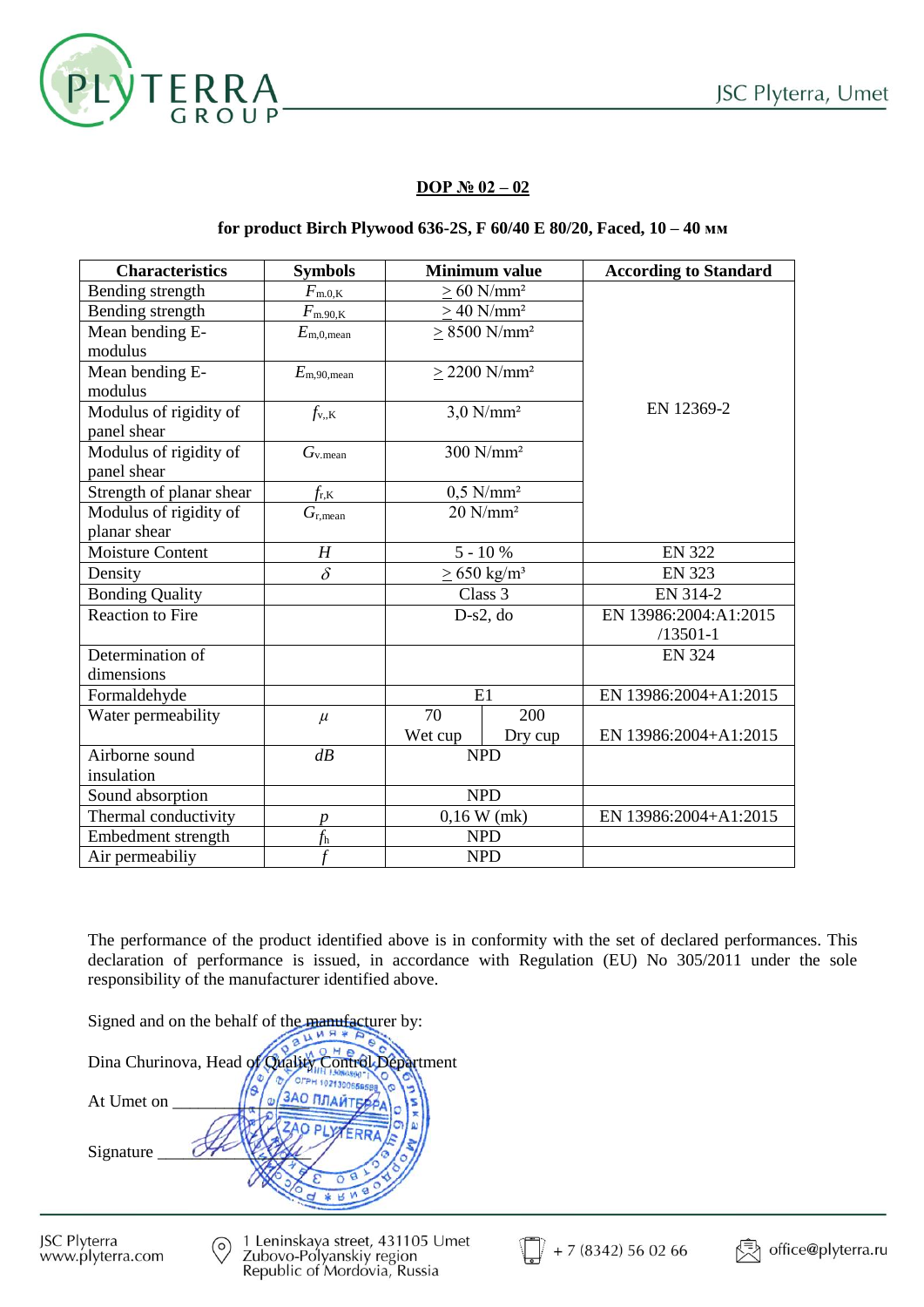**DOP № 02 – 02**

**for product Birch Plywood 636-2S, F 60/40 E 80/20, Faced, 10 – 40 мм**

| Characteristics | Symbols | Minimum value | | According to Standard |
|---|---|---|---|---|
| Bending strength | $F_{m.0,K}$ | ≥ 60 N/mm² | | EN 12369-2 |
| Bending strength | $F_{m.90,K}$ | ≥ 40 N/mm² | | |
| Mean bending E-modulus | $E_{m,0,mean}$ | ≥ 8500 N/mm² | | |
| Mean bending E-modulus | $E_{m,90,mean}$ | ≥ 2200 N/mm² | | |
| Modulus of rigidity of panel shear | $f_{v,,K}$ | 3,0 N/mm² | | |
| Modulus of rigidity of panel shear | $G_{v.mean}$ | 300 N/mm² | | |
| Strength of planar shear | $f_{r,K}$ | 0,5 N/mm² | | |
| Modulus of rigidity of planar shear | $G_{r,mean}$ | 20 N/mm² | | |
| Moisture Content | $H$ | 5 - 10 % | | EN 322 |
| Density | $\delta$ | ≥ 650 kg/m³ | | EN 323 |
| Bonding Quality | | Class 3 | | EN 314-2 |
| Reaction to Fire | | D-s2, do | | EN 13986:2004:A1:2015 /13501-1 |
| Determination of dimensions | | | | EN 324 |
| Formaldehyde | | E1 | | EN 13986:2004+A1:2015 |
| Water permeability | $\mu$ | 70 Wet cup | 200 Dry cup | EN 13986:2004+A1:2015 |
| Airborne sound insulation | dB | NPD | | |
| Sound absorption | | NPD | | |
| Thermal conductivity | $p$ | 0,16 W (mk) | | EN 13986:2004+A1:2015 |
| Embedment strength | $f_h$ | NPD | | |
| Air permeabiliy | $f$ | NPD | | |

The performance of the product identified above is in conformity with the set of declared performances. This declaration of performance is issued, in accordance with Regulation (EU) No 305/2011 under the sole responsibility of the manufacturer identified above.

Signed and on the behalf of the manufacturer by:

Dina Churinova, Head of Quality Control Department

At Umet on ____________

Signature ____________